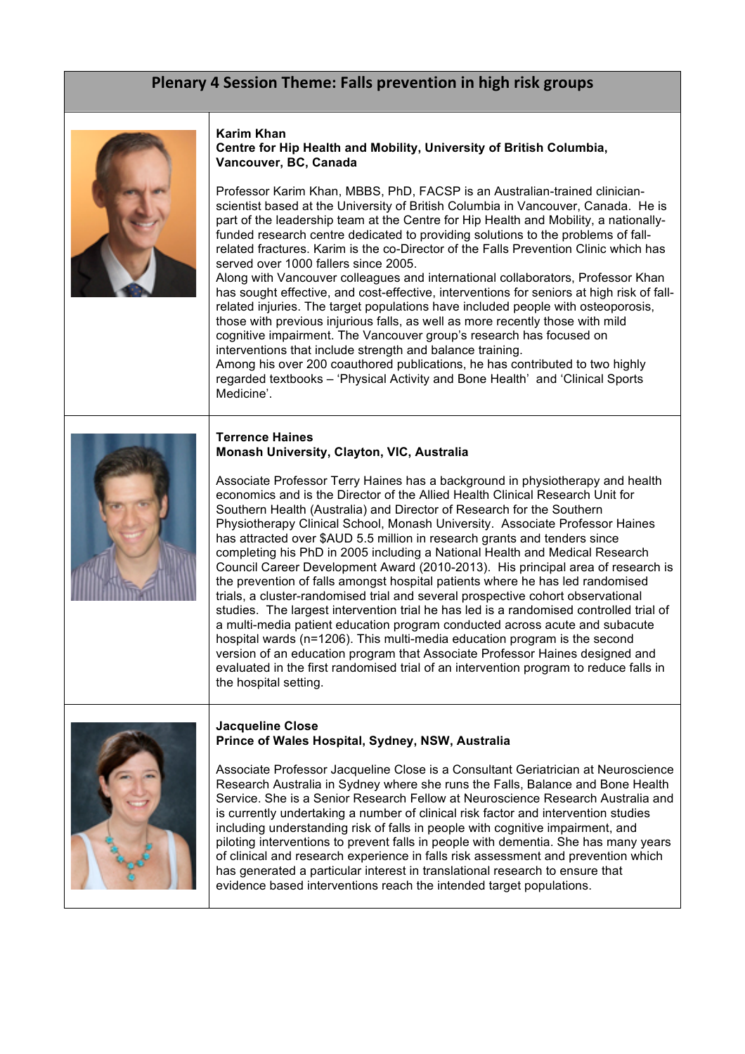# Plenary 4 Session Theme: Falls prevention in high risk groups

**Karim Khan**
**Centre for Hip Health and Mobility, University of British Columbia, Vancouver, BC, Canada**

Professor Karim Khan, MBBS, PhD, FACSP is an Australian-trained clinician-scientist based at the University of British Columbia in Vancouver, Canada. He is part of the leadership team at the Centre for Hip Health and Mobility, a nationally-funded research centre dedicated to providing solutions to the problems of fall-related fractures. Karim is the co-Director of the Falls Prevention Clinic which has served over 1000 fallers since 2005.

Along with Vancouver colleagues and international collaborators, Professor Khan has sought effective, and cost-effective, interventions for seniors at high risk of fall-related injuries. The target populations have included people with osteoporosis, those with previous injurious falls, as well as more recently those with mild cognitive impairment. The Vancouver group's research has focused on interventions that include strength and balance training.

Among his over 200 coauthored publications, he has contributed to two highly regarded textbooks – 'Physical Activity and Bone Health' and 'Clinical Sports Medicine'.

**Terrence Haines**
**Monash University, Clayton, VIC, Australia**

Associate Professor Terry Haines has a background in physiotherapy and health economics and is the Director of the Allied Health Clinical Research Unit for Southern Health (Australia) and Director of Research for the Southern Physiotherapy Clinical School, Monash University. Associate Professor Haines has attracted over $AUD 5.5 million in research grants and tenders since completing his PhD in 2005 including a National Health and Medical Research Council Career Development Award (2010-2013). His principal area of research is the prevention of falls amongst hospital patients where he has led randomised trials, a cluster-randomised trial and several prospective cohort observational studies. The largest intervention trial he has led is a randomised controlled trial of a multi-media patient education program conducted across acute and subacute hospital wards (n=1206). This multi-media education program is the second version of an education program that Associate Professor Haines designed and evaluated in the first randomised trial of an intervention program to reduce falls in the hospital setting.

**Jacqueline Close**
**Prince of Wales Hospital, Sydney, NSW, Australia**

Associate Professor Jacqueline Close is a Consultant Geriatrician at Neuroscience Research Australia in Sydney where she runs the Falls, Balance and Bone Health Service. She is a Senior Research Fellow at Neuroscience Research Australia and is currently undertaking a number of clinical risk factor and intervention studies including understanding risk of falls in people with cognitive impairment, and piloting interventions to prevent falls in people with dementia. She has many years of clinical and research experience in falls risk assessment and prevention which has generated a particular interest in translational research to ensure that evidence based interventions reach the intended target populations.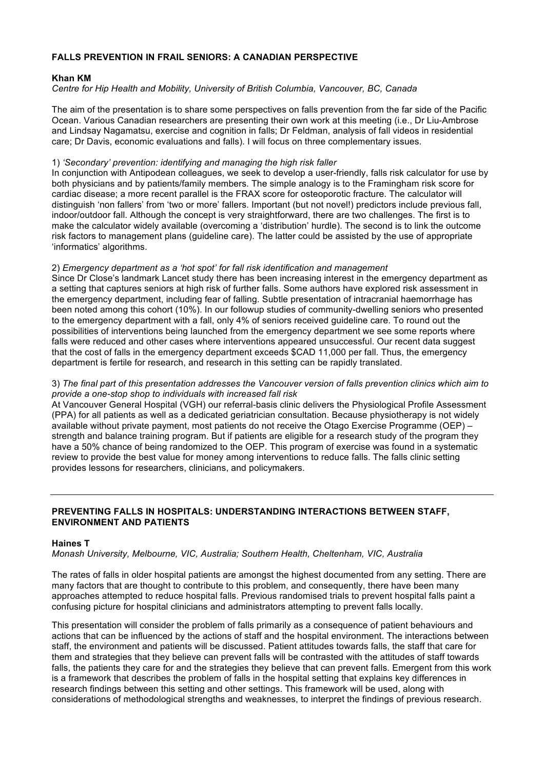## FALLS PREVENTION IN FRAIL SENIORS: A CANADIAN PERSPECTIVE

**Khan KM**

*Centre for Hip Health and Mobility, University of British Columbia, Vancouver, BC, Canada*

The aim of the presentation is to share some perspectives on falls prevention from the far side of the Pacific Ocean. Various Canadian researchers are presenting their own work at this meeting (i.e., Dr Liu-Ambrose and Lindsay Nagamatsu, exercise and cognition in falls; Dr Feldman, analysis of fall videos in residential care; Dr Davis, economic evaluations and falls). I will focus on three complementary issues.

1) *'Secondary' prevention: identifying and managing the high risk faller*

In conjunction with Antipodean colleagues, we seek to develop a user-friendly, falls risk calculator for use by both physicians and by patients/family members. The simple analogy is to the Framingham risk score for cardiac disease; a more recent parallel is the FRAX score for osteoporotic fracture. The calculator will distinguish 'non fallers' from 'two or more' fallers. Important (but not novel!) predictors include previous fall, indoor/outdoor fall. Although the concept is very straightforward, there are two challenges. The first is to make the calculator widely available (overcoming a 'distribution' hurdle). The second is to link the outcome risk factors to management plans (guideline care). The latter could be assisted by the use of appropriate 'informatics' algorithms.

2) *Emergency department as a 'hot spot' for fall risk identification and management*

Since Dr Close's landmark Lancet study there has been increasing interest in the emergency department as a setting that captures seniors at high risk of further falls. Some authors have explored risk assessment in the emergency department, including fear of falling. Subtle presentation of intracranial haemorrhage has been noted among this cohort (10%). In our followup studies of community-dwelling seniors who presented to the emergency department with a fall, only 4% of seniors received guideline care. To round out the possibilities of interventions being launched from the emergency department we see some reports where falls were reduced and other cases where interventions appeared unsuccessful. Our recent data suggest that the cost of falls in the emergency department exceeds $CAD 11,000 per fall. Thus, the emergency department is fertile for research, and research in this setting can be rapidly translated.

3) *The final part of this presentation addresses the Vancouver version of falls prevention clinics which aim to provide a one-stop shop to individuals with increased fall risk*

At Vancouver General Hospital (VGH) our referral-basis clinic delivers the Physiological Profile Assessment (PPA) for all patients as well as a dedicated geriatrician consultation. Because physiotherapy is not widely available without private payment, most patients do not receive the Otago Exercise Programme (OEP) – strength and balance training program. But if patients are eligible for a research study of the program they have a 50% chance of being randomized to the OEP. This program of exercise was found in a systematic review to provide the best value for money among interventions to reduce falls. The falls clinic setting provides lessons for researchers, clinicians, and policymakers.

---

## PREVENTING FALLS IN HOSPITALS: UNDERSTANDING INTERACTIONS BETWEEN STAFF, ENVIRONMENT AND PATIENTS

**Haines T**

*Monash University, Melbourne, VIC, Australia; Southern Health, Cheltenham, VIC, Australia*

The rates of falls in older hospital patients are amongst the highest documented from any setting. There are many factors that are thought to contribute to this problem, and consequently, there have been many approaches attempted to reduce hospital falls. Previous randomised trials to prevent hospital falls paint a confusing picture for hospital clinicians and administrators attempting to prevent falls locally.

This presentation will consider the problem of falls primarily as a consequence of patient behaviours and actions that can be influenced by the actions of staff and the hospital environment. The interactions between staff, the environment and patients will be discussed. Patient attitudes towards falls, the staff that care for them and strategies that they believe can prevent falls will be contrasted with the attitudes of staff towards falls, the patients they care for and the strategies they believe that can prevent falls. Emergent from this work is a framework that describes the problem of falls in the hospital setting that explains key differences in research findings between this setting and other settings. This framework will be used, along with considerations of methodological strengths and weaknesses, to interpret the findings of previous research.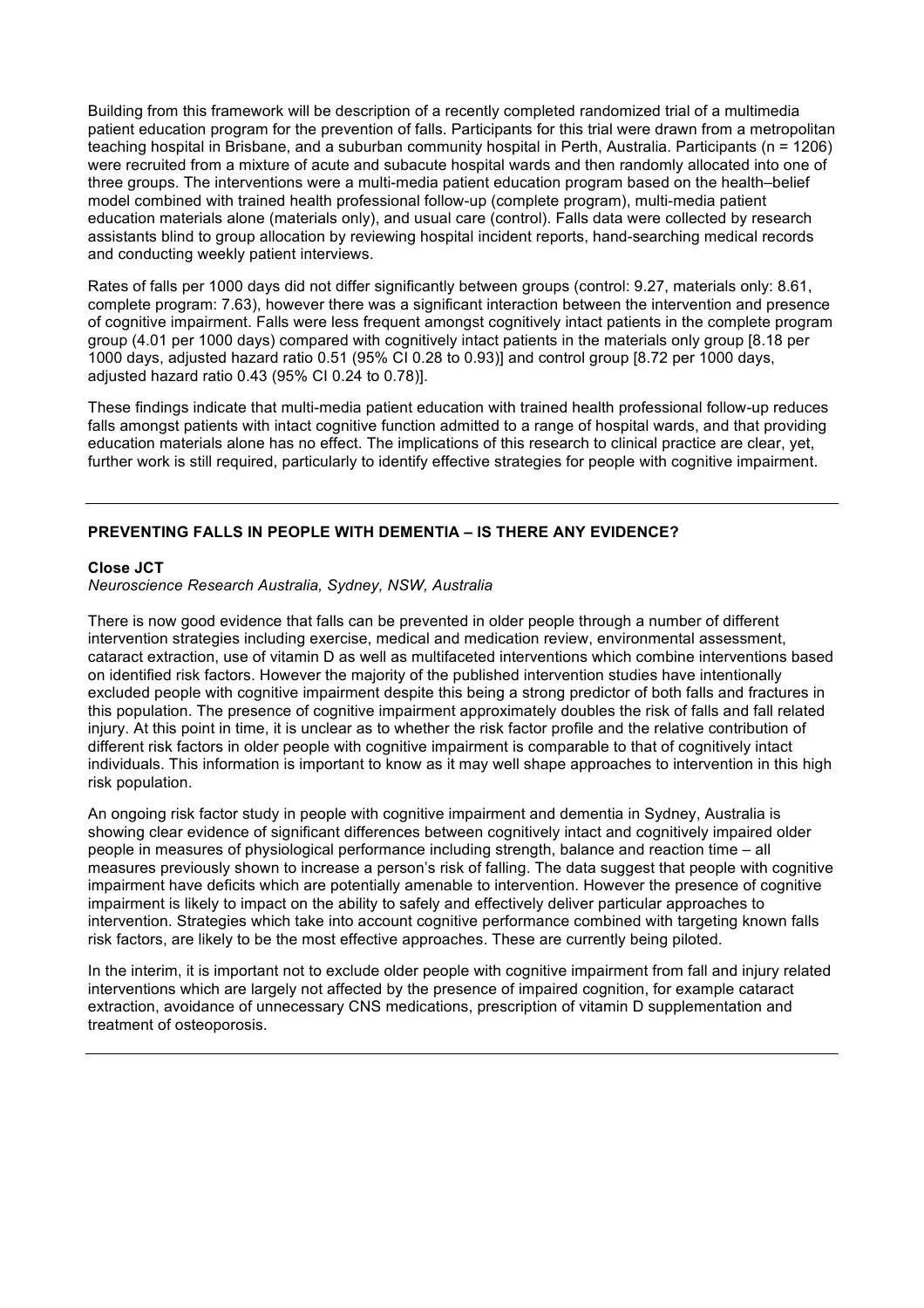Building from this framework will be description of a recently completed randomized trial of a multimedia patient education program for the prevention of falls. Participants for this trial were drawn from a metropolitan teaching hospital in Brisbane, and a suburban community hospital in Perth, Australia. Participants (n = 1206) were recruited from a mixture of acute and subacute hospital wards and then randomly allocated into one of three groups. The interventions were a multi-media patient education program based on the health–belief model combined with trained health professional follow-up (complete program), multi-media patient education materials alone (materials only), and usual care (control). Falls data were collected by research assistants blind to group allocation by reviewing hospital incident reports, hand-searching medical records and conducting weekly patient interviews.

Rates of falls per 1000 days did not differ significantly between groups (control: 9.27, materials only: 8.61, complete program: 7.63), however there was a significant interaction between the intervention and presence of cognitive impairment. Falls were less frequent amongst cognitively intact patients in the complete program group (4.01 per 1000 days) compared with cognitively intact patients in the materials only group [8.18 per 1000 days, adjusted hazard ratio 0.51 (95% CI 0.28 to 0.93)] and control group [8.72 per 1000 days, adjusted hazard ratio 0.43 (95% CI 0.24 to 0.78)].

These findings indicate that multi-media patient education with trained health professional follow-up reduces falls amongst patients with intact cognitive function admitted to a range of hospital wards, and that providing education materials alone has no effect. The implications of this research to clinical practice are clear, yet, further work is still required, particularly to identify effective strategies for people with cognitive impairment.

---

## PREVENTING FALLS IN PEOPLE WITH DEMENTIA – IS THERE ANY EVIDENCE?

**Close JCT**

*Neuroscience Research Australia, Sydney, NSW, Australia*

There is now good evidence that falls can be prevented in older people through a number of different intervention strategies including exercise, medical and medication review, environmental assessment, cataract extraction, use of vitamin D as well as multifaceted interventions which combine interventions based on identified risk factors. However the majority of the published intervention studies have intentionally excluded people with cognitive impairment despite this being a strong predictor of both falls and fractures in this population. The presence of cognitive impairment approximately doubles the risk of falls and fall related injury. At this point in time, it is unclear as to whether the risk factor profile and the relative contribution of different risk factors in older people with cognitive impairment is comparable to that of cognitively intact individuals. This information is important to know as it may well shape approaches to intervention in this high risk population.

An ongoing risk factor study in people with cognitive impairment and dementia in Sydney, Australia is showing clear evidence of significant differences between cognitively intact and cognitively impaired older people in measures of physiological performance including strength, balance and reaction time – all measures previously shown to increase a person's risk of falling. The data suggest that people with cognitive impairment have deficits which are potentially amenable to intervention. However the presence of cognitive impairment is likely to impact on the ability to safely and effectively deliver particular approaches to intervention. Strategies which take into account cognitive performance combined with targeting known falls risk factors, are likely to be the most effective approaches. These are currently being piloted.

In the interim, it is important not to exclude older people with cognitive impairment from fall and injury related interventions which are largely not affected by the presence of impaired cognition, for example cataract extraction, avoidance of unnecessary CNS medications, prescription of vitamin D supplementation and treatment of osteoporosis.

---